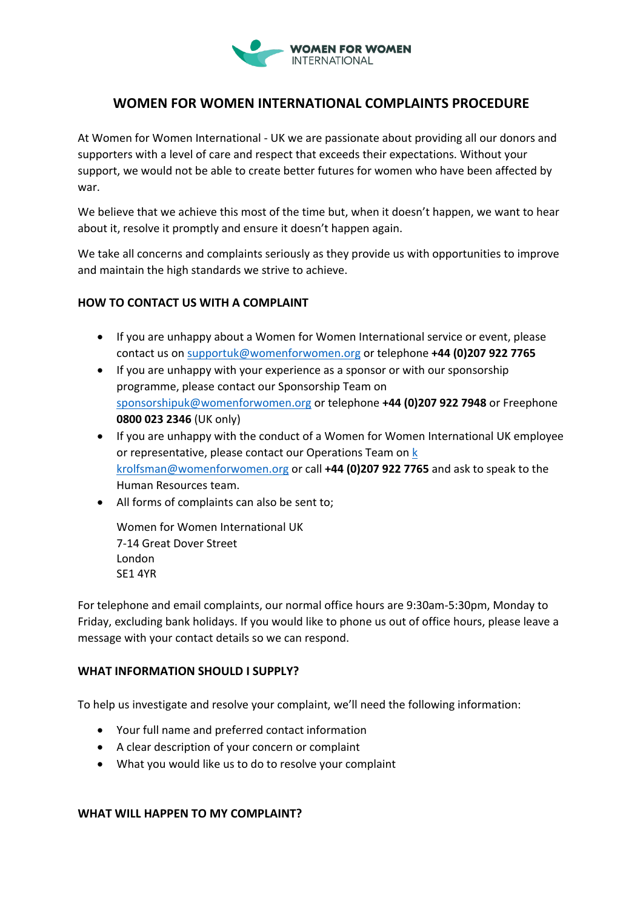# WOMEN FOR WOMEN INTERNATIONAL COMPLAINTS PROCEDURE

At Women for Women International - UK we are passionate about providing all our donors and supporters with a level of care and respect that exceeds their expectations. Without your support, we would not be able to create better futures for women who have been affected by war.

We believe that we achieve this most of the time but, when it doesn't happen, we want to hear about it, resolve it promptly and ensure it doesn't happen again.

We take all concerns and complaints seriously as they provide us with opportunities to improve and maintain the high standards we strive to achieve.

## HOW TO CONTACT US WITH A COMPLAINT

- If you are unhappy about a Women for Women International service or event, please contact us on supportuk@womenforwomen.org or telephone **+44 (0)207 922 7765**
- If you are unhappy with your experience as a sponsor or with our sponsorship programme, please contact our Sponsorship Team on sponsorshipuk@womenforwomen.org or telephone **+44 (0)207 922 7948** or Freephone **0800 023 2346** (UK only)
- If you are unhappy with the conduct of a Women for Women International UK employee or representative, please contact our Operations Team on k krolfsman@womenforwomen.org or call **+44 (0)207 922 7765** and ask to speak to the Human Resources team.
- All forms of complaints can also be sent to;

  Women for Women International UK
  7-14 Great Dover Street
  London
  SE1 4YR

For telephone and email complaints, our normal office hours are 9:30am-5:30pm, Monday to Friday, excluding bank holidays. If you would like to phone us out of office hours, please leave a message with your contact details so we can respond.

## WHAT INFORMATION SHOULD I SUPPLY?

To help us investigate and resolve your complaint, we'll need the following information:

- Your full name and preferred contact information
- A clear description of your concern or complaint
- What you would like us to do to resolve your complaint

## WHAT WILL HAPPEN TO MY COMPLAINT?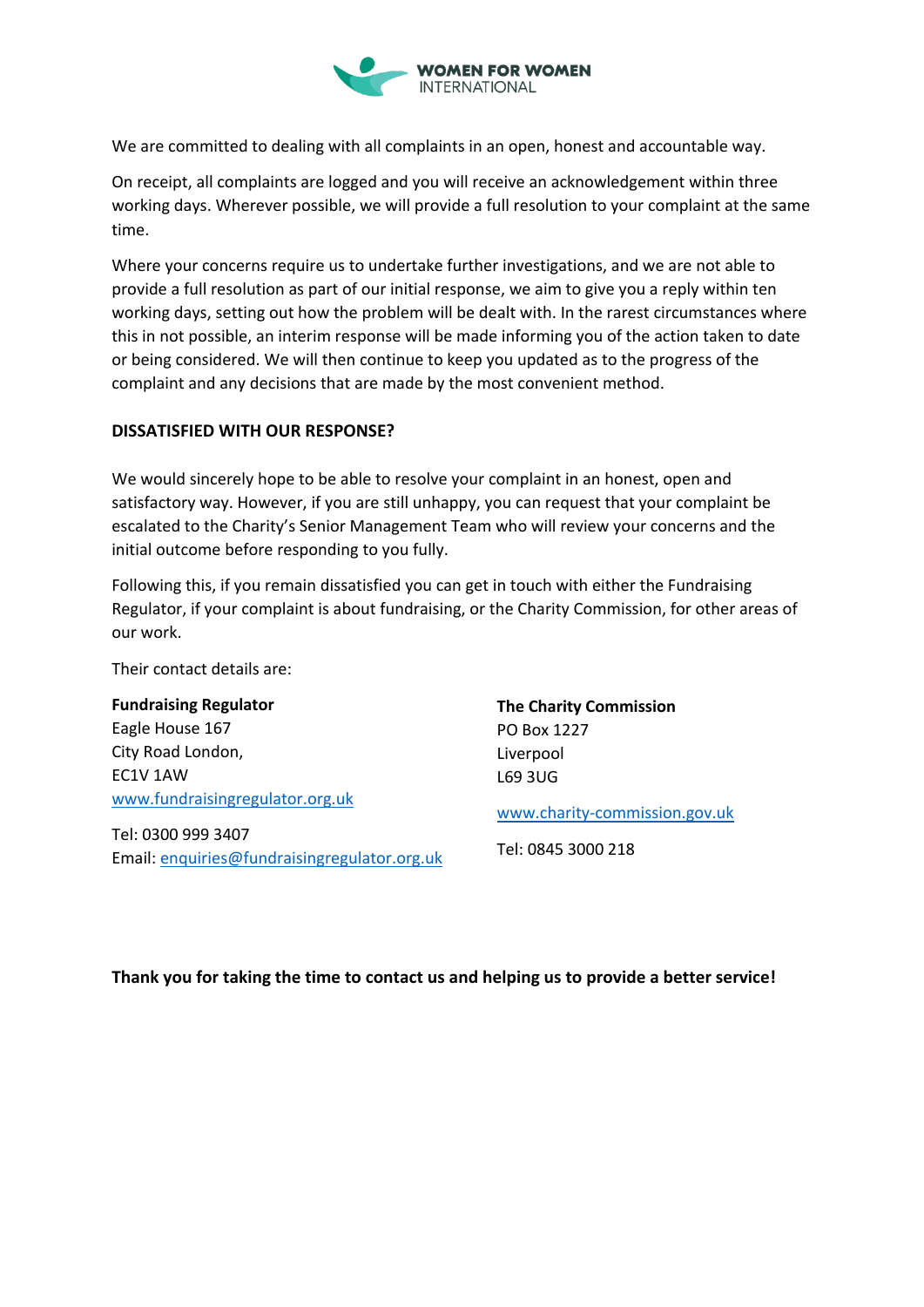We are committed to dealing with all complaints in an open, honest and accountable way.

On receipt, all complaints are logged and you will receive an acknowledgement within three working days. Wherever possible, we will provide a full resolution to your complaint at the same time.

Where your concerns require us to undertake further investigations, and we are not able to provide a full resolution as part of our initial response, we aim to give you a reply within ten working days, setting out how the problem will be dealt with. In the rarest circumstances where this in not possible, an interim response will be made informing you of the action taken to date or being considered. We will then continue to keep you updated as to the progress of the complaint and any decisions that are made by the most convenient method.

## DISSATISFIED WITH OUR RESPONSE?

We would sincerely hope to be able to resolve your complaint in an honest, open and satisfactory way. However, if you are still unhappy, you can request that your complaint be escalated to the Charity's Senior Management Team who will review your concerns and the initial outcome before responding to you fully.

Following this, if you remain dissatisfied you can get in touch with either the Fundraising Regulator, if your complaint is about fundraising, or the Charity Commission, for other areas of our work.

Their contact details are:

**Fundraising Regulator**
Eagle House 167
City Road London,
EC1V 1AW
www.fundraisingregulator.org.uk

Tel: 0300 999 3407
Email: enquiries@fundraisingregulator.org.uk

**The Charity Commission**
PO Box 1227
Liverpool
L69 3UG

www.charity-commission.gov.uk

Tel: 0845 3000 218

**Thank you for taking the time to contact us and helping us to provide a better service!**